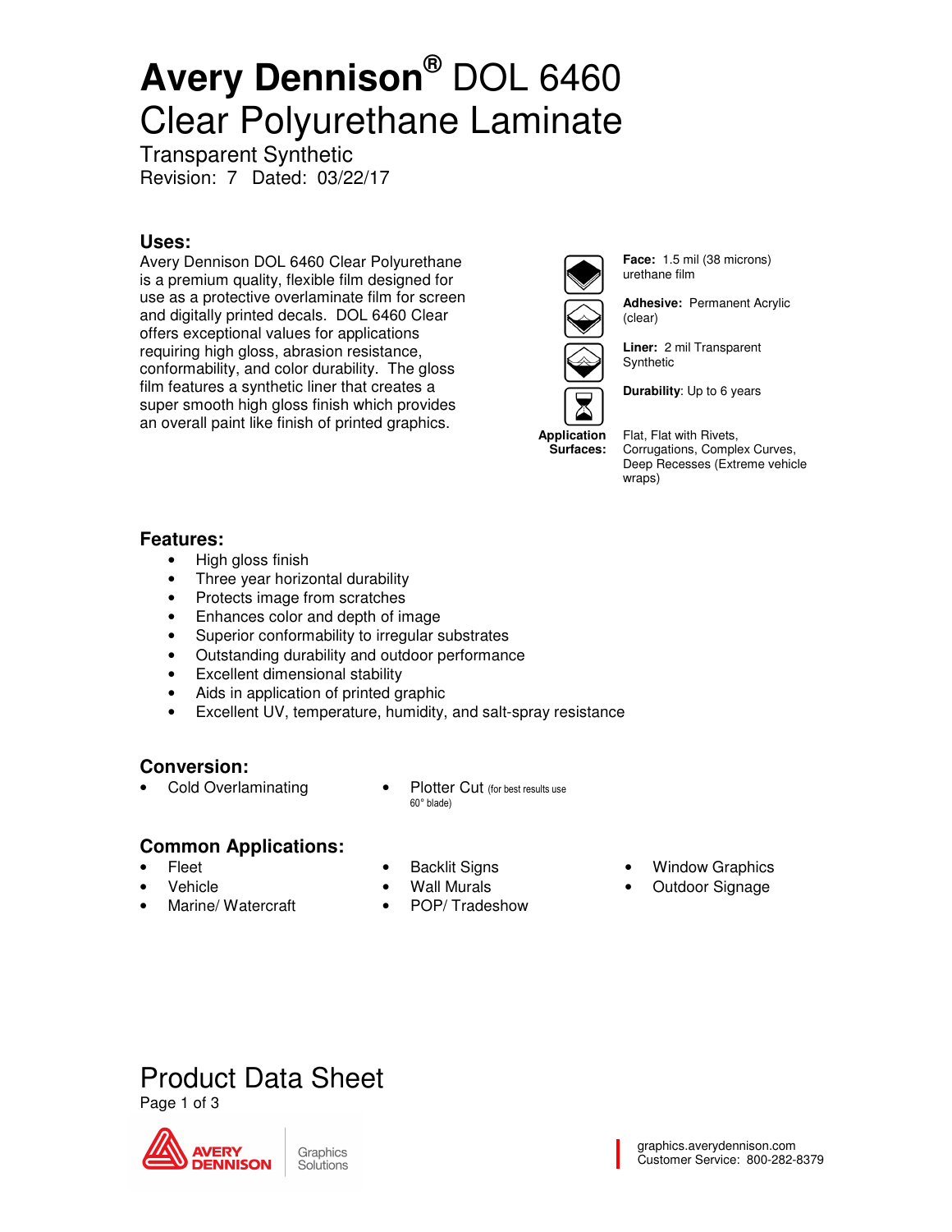# Avery Dennison® DOL 6460 Clear Polyurethane Laminate

Transparent Synthetic
Revision: 7 Dated: 03/22/17

## Uses:

Avery Dennison DOL 6460 Clear Polyurethane is a premium quality, flexible film designed for use as a protective overlaminate film for screen and digitally printed decals. DOL 6460 Clear offers exceptional values for applications requiring high gloss, abrasion resistance, conformability, and color durability. The gloss film features a synthetic liner that creates a super smooth high gloss finish which provides an overall paint like finish of printed graphics.

**Face:** 1.5 mil (38 microns) urethane film

**Adhesive:** Permanent Acrylic (clear)

**Liner:** 2 mil Transparent Synthetic

**Durability**: Up to 6 years

**Application Surfaces:** Flat, Flat with Rivets, Corrugations, Complex Curves, Deep Recesses (Extreme vehicle wraps)

## Features:

- High gloss finish
- Three year horizontal durability
- Protects image from scratches
- Enhances color and depth of image
- Superior conformability to irregular substrates
- Outstanding durability and outdoor performance
- Excellent dimensional stability
- Aids in application of printed graphic
- Excellent UV, temperature, humidity, and salt-spray resistance

## Conversion:

- Cold Overlaminating
- Plotter Cut (for best results use 60° blade)

## Common Applications:

- Fleet
- Vehicle
- Marine/ Watercraft
- Backlit Signs
- Wall Murals
- POP/ Tradeshow
- Window Graphics
- Outdoor Signage

Product Data Sheet

graphics.averydennison.com
Customer Service: 800-282-8379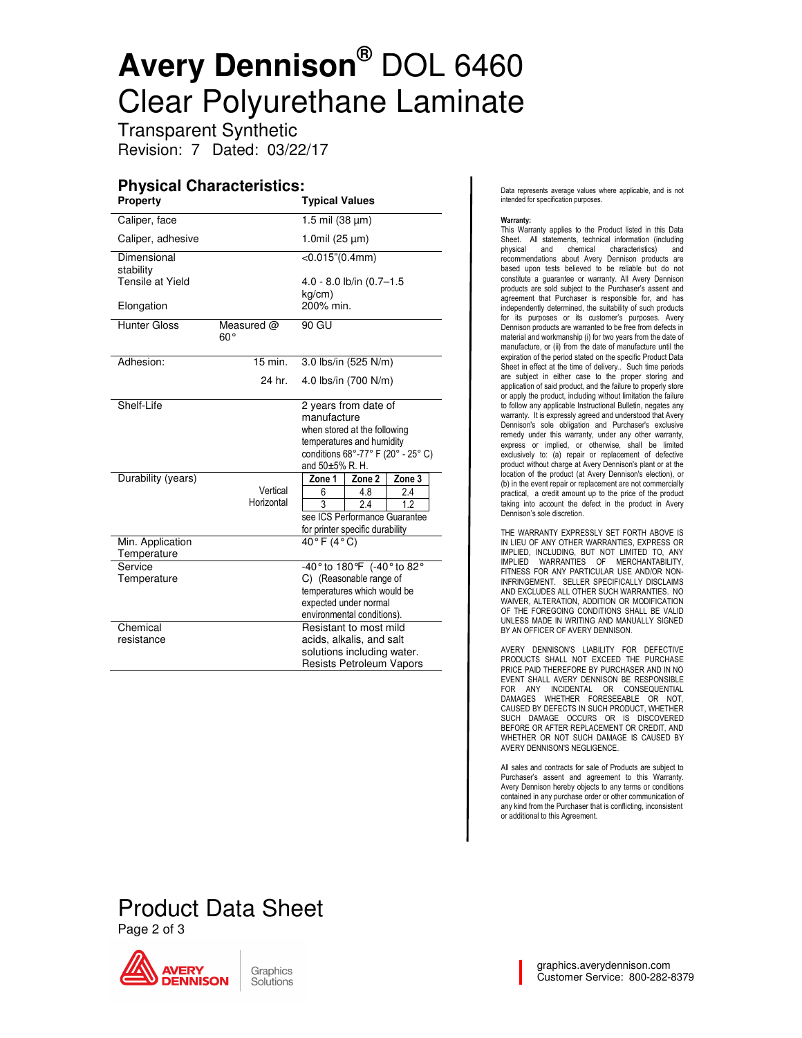# Avery Dennison® DOL 6460 Clear Polyurethane Laminate

Transparent Synthetic
Revision: 7 Dated: 03/22/17

## Physical Characteristics:

| Property | | Typical Values |
|---|---|---|
| Caliper, face | | 1.5 mil (38 µm) |
| Caliper, adhesive | | 1.0mil (25 µm) |
| Dimensional stability | | <0.015"(0.4mm) |
| Tensile at Yield | | 4.0 - 8.0 lb/in (0.7–1.5 kg/cm) |
| Elongation | | 200% min. |
| Hunter Gloss | Measured @ 60° | 90 GU |
| Adhesion: | 15 min. | 3.0 lbs/in (525 N/m) |
| | 24 hr. | 4.0 lbs/in (700 N/m) |
| Shelf-Life | | 2 years from date of manufacture when stored at the following temperatures and humidity conditions 68°-77° F (20° - 25° C) and 50±5% R. H. |
| Durability (years) | | Zone 1 / Zone 2 / Zone 3 |
| | Vertical | 6 / 4.8 / 2.4 |
| | Horizontal | 3 / 2.4 / 1.2 |
| | | see ICS Performance Guarantee for printer specific durability |
| Min. Application Temperature | | 40°F (4°C) |
| Service Temperature | | -40° to 180°F (-40° to 82° C) (Reasonable range of temperatures which would be expected under normal environmental conditions). |
| Chemical resistance | | Resistant to most mild acids, alkalis, and salt solutions including water. Resists Petroleum Vapors |

Data represents average values where applicable, and is not intended for specification purposes.

**Warranty:**
This Warranty applies to the Product listed in this Data Sheet. All statements, technical information (including physical and chemical characteristics) and recommendations about Avery Dennison products are based upon tests believed to be reliable but do not constitute a guarantee or warranty. All Avery Dennison products are sold subject to the Purchaser's assent and agreement that Purchaser is responsible for, and has independently determined, the suitability of such products for its purposes or its customer's purposes. Avery Dennison products are warranted to be free from defects in material and workmanship (i) for two years from the date of manufacture, or (ii) from the date of manufacture until the expiration of the period stated on the specific Product Data Sheet in effect at the time of delivery.. Such time periods are subject in either case to the proper storing and application of said product, and the failure to properly store or apply the product, including without limitation the failure to follow any applicable Instructional Bulletin, negates any warranty. It is expressly agreed and understood that Avery Dennison's sole obligation and Purchaser's exclusive remedy under this warranty, under any other warranty, express or implied, or otherwise, shall be limited exclusively to: (a) repair or replacement of defective product without charge at Avery Dennison's plant or at the location of the product (at Avery Dennison's election), or (b) in the event repair or replacement are not commercially practical, a credit amount up to the price of the product taking into account the defect in the product in Avery Dennison's sole discretion.

THE WARRANTY EXPRESSLY SET FORTH ABOVE IS IN LIEU OF ANY OTHER WARRANTIES, EXPRESS OR IMPLIED, INCLUDING, BUT NOT LIMITED TO, ANY IMPLIED WARRANTIES OF MERCHANTABILITY, FITNESS FOR ANY PARTICULAR USE AND/OR NON-INFRINGEMENT. SELLER SPECIFICALLY DISCLAIMS AND EXCLUDES ALL OTHER SUCH WARRANTIES. NO WAIVER, ALTERATION, ADDITION OR MODIFICATION OF THE FOREGOING CONDITIONS SHALL BE VALID UNLESS MADE IN WRITING AND MANUALLY SIGNED BY AN OFFICER OF AVERY DENNISON.

AVERY DENNISON'S LIABILITY FOR DEFECTIVE PRODUCTS SHALL NOT EXCEED THE PURCHASE PRICE PAID THEREFORE BY PURCHASER AND IN NO EVENT SHALL AVERY DENNISON BE RESPONSIBLE FOR ANY INCIDENTAL OR CONSEQUENTIAL DAMAGES WHETHER FORESEEABLE OR NOT, CAUSED BY DEFECTS IN SUCH PRODUCT, WHETHER SUCH DAMAGE OCCURS OR IS DISCOVERED BEFORE OR AFTER REPLACEMENT OR CREDIT, AND WHETHER OR NOT SUCH DAMAGE IS CAUSED BY AVERY DENNISON'S NEGLIGENCE.

All sales and contracts for sale of Products are subject to Purchaser's assent and agreement to this Warranty. Avery Dennison hereby objects to any terms or conditions contained in any purchase order or other communication of any kind from the Purchaser that is conflicting, inconsistent or additional to this Agreement.

Product Data Sheet

graphics.averydennison.com
Customer Service: 800-282-8379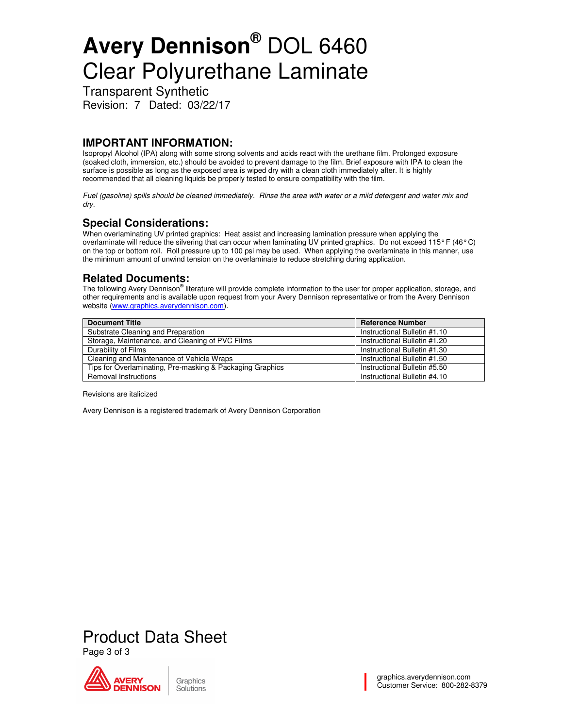# Avery Dennison® DOL 6460 Clear Polyurethane Laminate

Transparent Synthetic
Revision: 7 Dated: 03/22/17

## IMPORTANT INFORMATION:

Isopropyl Alcohol (IPA) along with some strong solvents and acids react with the urethane film. Prolonged exposure (soaked cloth, immersion, etc.) should be avoided to prevent damage to the film. Brief exposure with IPA to clean the surface is possible as long as the exposed area is wiped dry with a clean cloth immediately after. It is highly recommended that all cleaning liquids be properly tested to ensure compatibility with the film.

*Fuel (gasoline) spills should be cleaned immediately. Rinse the area with water or a mild detergent and water mix and dry.*

## Special Considerations:

When overlaminating UV printed graphics: Heat assist and increasing lamination pressure when applying the overlaminate will reduce the silvering that can occur when laminating UV printed graphics. Do not exceed 115° F (46° C) on the top or bottom roll. Roll pressure up to 100 psi may be used. When applying the overlaminate in this manner, use the minimum amount of unwind tension on the overlaminate to reduce stretching during application.

## Related Documents:

The following Avery Dennison® literature will provide complete information to the user for proper application, storage, and other requirements and is available upon request from your Avery Dennison representative or from the Avery Dennison website (www.graphics.averydennison.com).

| Document Title | Reference Number |
|---|---|
| Substrate Cleaning and Preparation | Instructional Bulletin #1.10 |
| Storage, Maintenance, and Cleaning of PVC Films | Instructional Bulletin #1.20 |
| Durability of Films | Instructional Bulletin #1.30 |
| Cleaning and Maintenance of Vehicle Wraps | Instructional Bulletin #1.50 |
| Tips for Overlaminating, Pre-masking & Packaging Graphics | Instructional Bulletin #5.50 |
| Removal Instructions | Instructional Bulletin #4.10 |

Revisions are italicized

Avery Dennison is a registered trademark of Avery Dennison Corporation

Product Data Sheet

graphics.averydennison.com
Customer Service: 800-282-8379